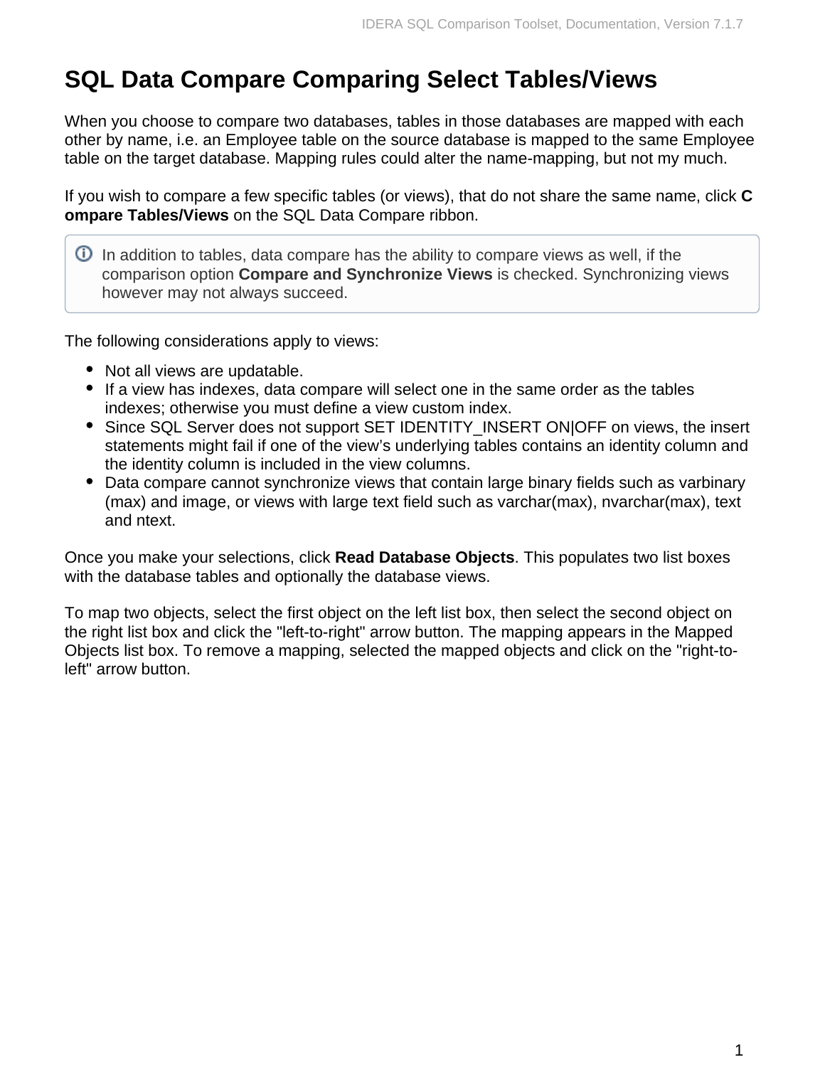# SQL Data Compare Comparing Select Tables/Views

When you choose to compare two databases, tables in those databases are mapped with each other by name, i.e. an Employee table on the source database is mapped to the same Employee table on the target database. Mapping rules could alter the name-mapping, but not my much.

If you wish to compare a few specific tables (or views), that do not share the same name, click **Compare Tables/Views** on the SQL Data Compare ribbon.

> In addition to tables, data compare has the ability to compare views as well, if the comparison option **Compare and Synchronize Views** is checked. Synchronizing views however may not always succeed.

The following considerations apply to views:

- Not all views are updatable.
- If a view has indexes, data compare will select one in the same order as the tables indexes; otherwise you must define a view custom index.
- Since SQL Server does not support SET IDENTITY_INSERT ON|OFF on views, the insert statements might fail if one of the view's underlying tables contains an identity column and the identity column is included in the view columns.
- Data compare cannot synchronize views that contain large binary fields such as varbinary (max) and image, or views with large text field such as varchar(max), nvarchar(max), text and ntext.

Once you make your selections, click **Read Database Objects**. This populates two list boxes with the database tables and optionally the database views.

To map two objects, select the first object on the left list box, then select the second object on the right list box and click the "left-to-right" arrow button. The mapping appears in the Mapped Objects list box. To remove a mapping, selected the mapped objects and click on the "right-to-left" arrow button.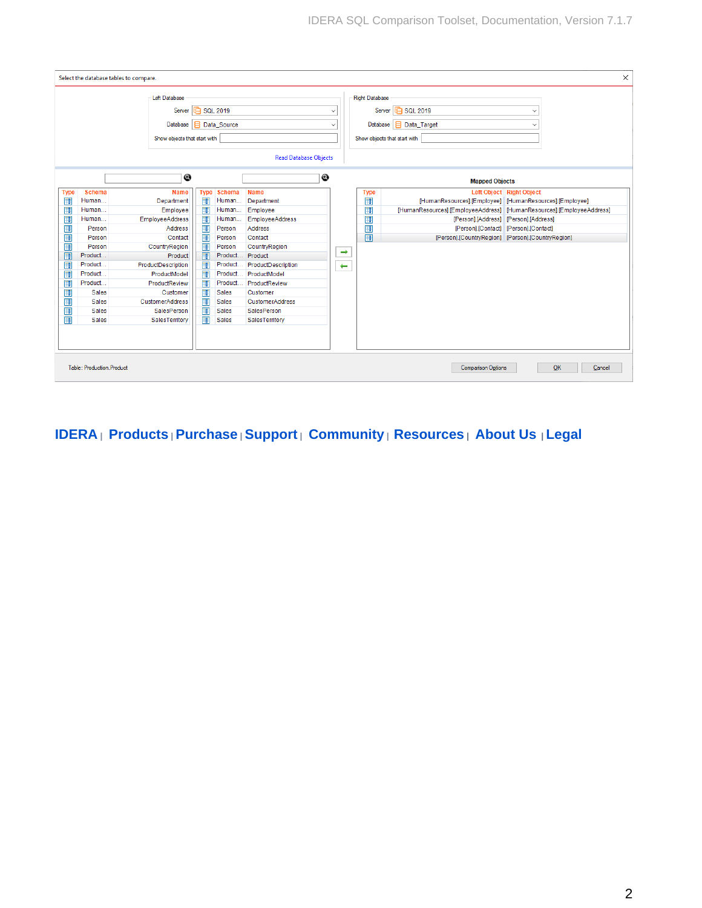Select the database tables to compare.

**Left Database**

Server: SQL 2019

Database: Data_Source

Show objects that start with

**Right Database**

Server: SQL 2019

Database: Data_Target

Show objects that start with

Read Database Objects

| Type | Schema | Name |
|---|---|---|
| | Human... | Department |
| | Human... | Employee |
| | Human... | EmployeeAddress |
| | Person | Address |
| | Person | Contact |
| | Person | CountryRegion |
| | Product... | Product |
| | Product... | ProductDescription |
| | Product... | ProductModel |
| | Product... | ProductReview |
| | Sales | Customer |
| | Sales | CustomerAddress |
| | Sales | SalesPerson |
| | Sales | SalesTerritory |

| Type | Schema | Name |
|---|---|---|
| | Human... | Department |
| | Human... | Employee |
| | Human... | EmployeeAddress |
| | Person | Address |
| | Person | Contact |
| | Person | CountryRegion |
| | Product... | Product |
| | Product... | ProductDescription |
| | Product... | ProductModel |
| | Product... | ProductReview |
| | Sales | Customer |
| | Sales | CustomerAddress |
| | Sales | SalesPerson |
| | Sales | SalesTerritory |

**Mapped Objects**

| Type | Left Object | Right Object |
|---|---|---|
| | [HumanResources].[Employee] | [HumanResources].[Employee] |
| | [HumanResources].[EmployeeAddress] | [HumanResources].[EmployeeAddress] |
| | [Person].[Address] | [Person].[Address] |
| | [Person].[Contact] | [Person].[Contact] |
| | [Person].[CountryRegion] | [Person].[CountryRegion] |

Table: Production.Product

Comparison Options | OK | Cancel

**IDERA** | **Products** | **Purchase** | **Support** | **Community** | **Resources** | **About Us** | **Legal**